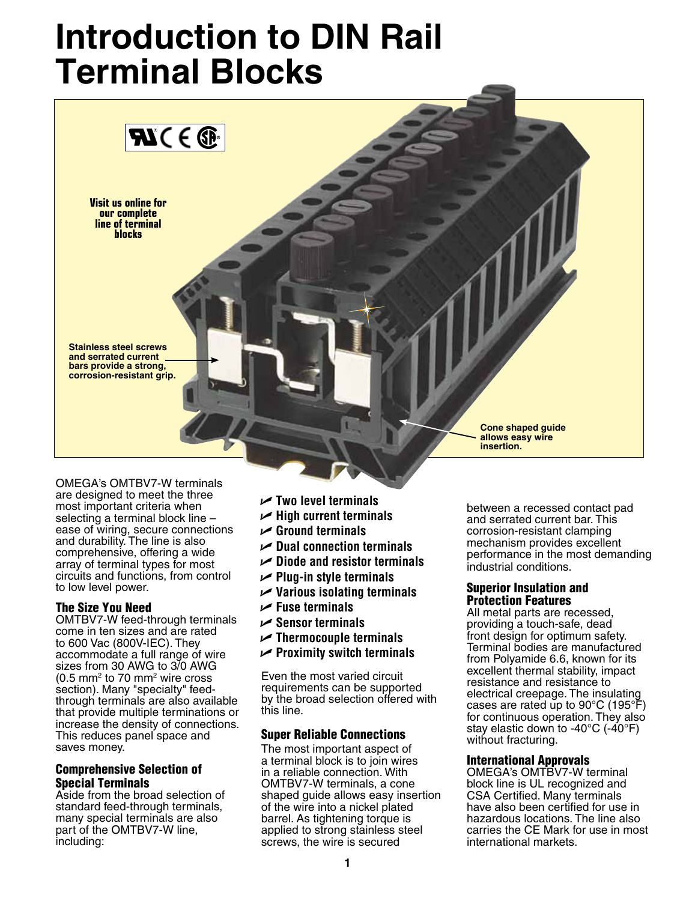# Introduction to DIN Rail Terminal Blocks

**Visit us online for our complete line of terminal blocks**

**Stainless steel screws and serrated current bars provide a strong, corrosion-resistant grip.**

**Cone shaped guide allows easy wire insertion.**

OMEGA's OMTBV7-W terminals are designed to meet the three most important criteria when selecting a terminal block line – ease of wiring, secure connections and durability. The line is also comprehensive, offering a wide array of terminal types for most circuits and functions, from control to low level power.

### The Size You Need

OMTBV7-W feed-through terminals come in ten sizes and are rated to 600 Vac (800V-IEC). They accommodate a full range of wire sizes from 30 AWG to 3/0 AWG (0.5 $mm^2$ to 70 $mm^2$ wire cross section). Many "specialty" feed-through terminals are also available that provide multiple terminations or increase the density of connections. This reduces panel space and saves money.

### Comprehensive Selection of Special Terminals

Aside from the broad selection of standard feed-through terminals, many special terminals are also part of the OMTBV7-W line, including:

- **Two level terminals**
- **High current terminals**
- **Ground terminals**
- **Dual connection terminals**
- **Diode and resistor terminals**
- **Plug-in style terminals**
- **Various isolating terminals**
- **Fuse terminals**
- **Sensor terminals**
- **Thermocouple terminals**
- **Proximity switch terminals**

Even the most varied circuit requirements can be supported by the broad selection offered with this line.

### Super Reliable Connections

The most important aspect of a terminal block is to join wires in a reliable connection. With OMTBV7-W terminals, a cone shaped guide allows easy insertion of the wire into a nickel plated barrel. As tightening torque is applied to strong stainless steel screws, the wire is secured between a recessed contact pad and serrated current bar. This corrosion-resistant clamping mechanism provides excellent performance in the most demanding industrial conditions.

### Superior Insulation and Protection Features

All metal parts are recessed, providing a touch-safe, dead front design for optimum safety. Terminal bodies are manufactured from Polyamide 6.6, known for its excellent thermal stability, impact resistance and resistance to electrical creepage. The insulating cases are rated up to 90°C (195°F) for continuous operation. They also stay elastic down to -40°C (-40°F) without fracturing.

### International Approvals

OMEGA's OMTBV7-W terminal block line is UL recognized and CSA Certified. Many terminals have also been certified for use in hazardous locations. The line also carries the CE Mark for use in most international markets.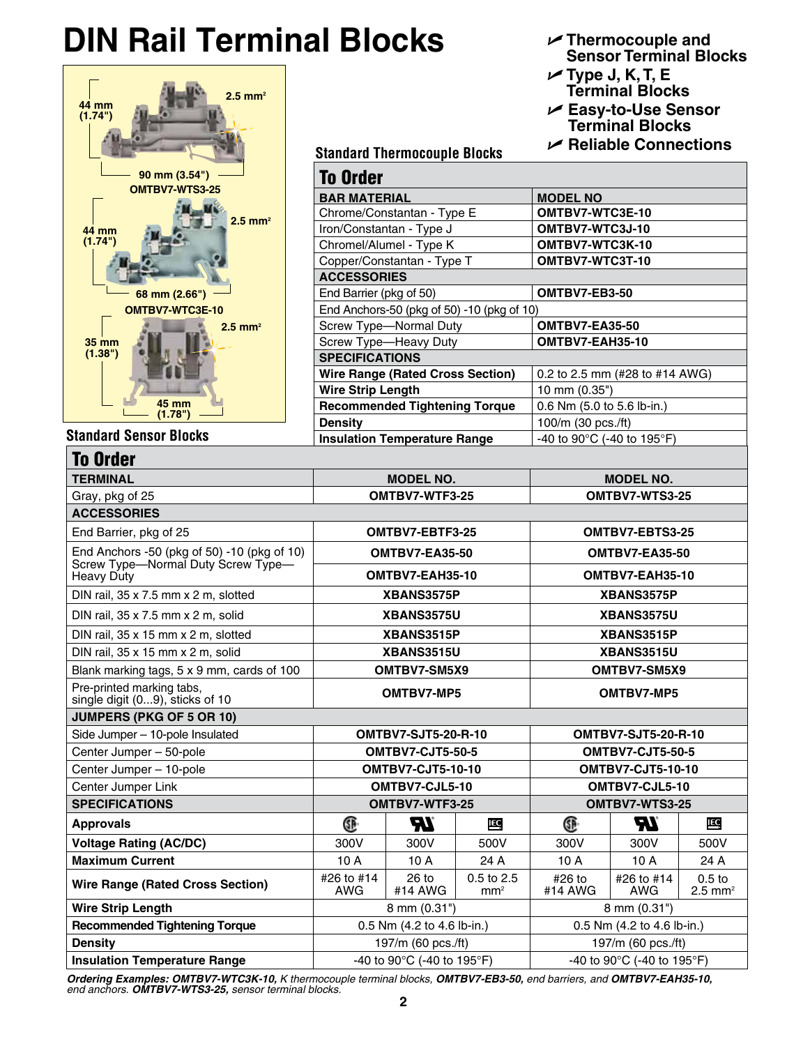# DIN Rail Terminal Blocks

- Thermocouple and Sensor Terminal Blocks
- Type J, K, T, E Terminal Blocks
- Easy-to-Use Sensor Terminal Blocks
- Reliable Connections

44 mm (1.74")
2.5 mm²
90 mm (3.54")
OMTBV7-WTS3-25

44 mm (1.74")
2.5 mm²
68 mm (2.66")
OMTBV7-WTC3E-10

35 mm (1.38")
2.5 mm²
45 mm (1.78")

## Standard Thermocouple Blocks

### To Order

| BAR MATERIAL | MODEL NO |
|---|---|
| Chrome/Constantan - Type E | **OMTBV7-WTC3E-10** |
| Iron/Constantan - Type J | **OMTBV7-WTC3J-10** |
| Chromel/Alumel - Type K | **OMTBV7-WTC3K-10** |
| Copper/Constantan - Type T | **OMTBV7-WTC3T-10** |
| **ACCESSORIES** | |
| End Barrier (pkg of 50) | **OMTBV7-EB3-50** |
| End Anchors-50 (pkg of 50) -10 (pkg of 10) | |
| Screw Type—Normal Duty | **OMTBV7-EA35-50** |
| Screw Type—Heavy Duty | **OMTBV7-EAH35-10** |
| **SPECIFICATIONS** | |
| **Wire Range (Rated Cross Section)** | 0.2 to 2.5 mm (#28 to #14 AWG) |
| **Wire Strip Length** | 10 mm (0.35") |
| **Recommended Tightening Torque** | 0.6 Nm (5.0 to 5.6 lb-in.) |
| **Density** | 100/m (30 pcs./ft) |
| **Insulation Temperature Range** | -40 to 90°C (-40 to 195°F) |

## Standard Sensor Blocks

### To Order

| TERMINAL | MODEL NO. | | | MODEL NO. | | |
|---|---|---|---|---|---|---|
| Gray, pkg of 25 | **OMTBV7-WTF3-25** | | | **OMTBV7-WTS3-25** | | |
| **ACCESSORIES** | | | | | | |
| End Barrier, pkg of 25 | **OMTBV7-EBTF3-25** | | | **OMTBV7-EBTS3-25** | | |
| End Anchors -50 (pkg of 50) -10 (pkg of 10) Screw Type—Normal Duty | **OMTBV7-EA35-50** | | | **OMTBV7-EA35-50** | | |
| Screw Type—Heavy Duty | **OMTBV7-EAH35-10** | | | **OMTBV7-EAH35-10** | | |
| DIN rail, 35 x 7.5 mm x 2 m, slotted | **XBANS3575P** | | | **XBANS3575P** | | |
| DIN rail, 35 x 7.5 mm x 2 m, solid | **XBANS3575U** | | | **XBANS3575U** | | |
| DIN rail, 35 x 15 mm x 2 m, slotted | **XBANS3515P** | | | **XBANS3515P** | | |
| DIN rail, 35 x 15 mm x 2 m, solid | **XBANS3515U** | | | **XBANS3515U** | | |
| Blank marking tags, 5 x 9 mm, cards of 100 | **OMTBV7-SM5X9** | | | **OMTBV7-SM5X9** | | |
| Pre-printed marking tabs, single digit (0...9), sticks of 10 | **OMTBV7-MP5** | | | **OMTBV7-MP5** | | |
| **JUMPERS (PKG OF 5 OR 10)** | | | | | | |
| Side Jumper – 10-pole Insulated | **OMTBV7-SJT5-20-R-10** | | | **OMTBV7-SJT5-20-R-10** | | |
| Center Jumper – 50-pole | **OMTBV7-CJT5-50-5** | | | **OMTBV7-CJT5-50-5** | | |
| Center Jumper – 10-pole | **OMTBV7-CJT5-10-10** | | | **OMTBV7-CJT5-10-10** | | |
| Center Jumper Link | **OMTBV7-CJL5-10** | | | **OMTBV7-CJL5-10** | | |
| **SPECIFICATIONS** | **OMTBV7-WTF3-25** | | | **OMTBV7-WTS3-25** | | |
| **Approvals** | CSA | UR | IEC | CSA | UR | IEC |
| **Voltage Rating (AC/DC)** | 300V | 300V | 500V | 300V | 300V | 500V |
| **Maximum Current** | 10 A | 10 A | 24 A | 10 A | 10 A | 24 A |
| **Wire Range (Rated Cross Section)** | #26 to #14 AWG | 26 to #14 AWG | 0.5 to 2.5 mm² | #26 to #14 AWG | #26 to #14 AWG | 0.5 to 2.5 mm² |
| **Wire Strip Length** | 8 mm (0.31") | | | 8 mm (0.31") | | |
| **Recommended Tightening Torque** | 0.5 Nm (4.2 to 4.6 lb-in.) | | | 0.5 Nm (4.2 to 4.6 lb-in.) | | |
| **Density** | 197/m (60 pcs./ft) | | | 197/m (60 pcs./ft) | | |
| **Insulation Temperature Range** | -40 to 90°C (-40 to 195°F) | | | -40 to 90°C (-40 to 195°F) | | |

*Ordering Examples: **OMTBV7-WTC3K-10,** K thermocouple terminal blocks, **OMTBV7-EB3-50,** end barriers, and **OMTBV7-EAH35-10,** end anchors. **OMTBV7-WTS3-25,** sensor terminal blocks.*